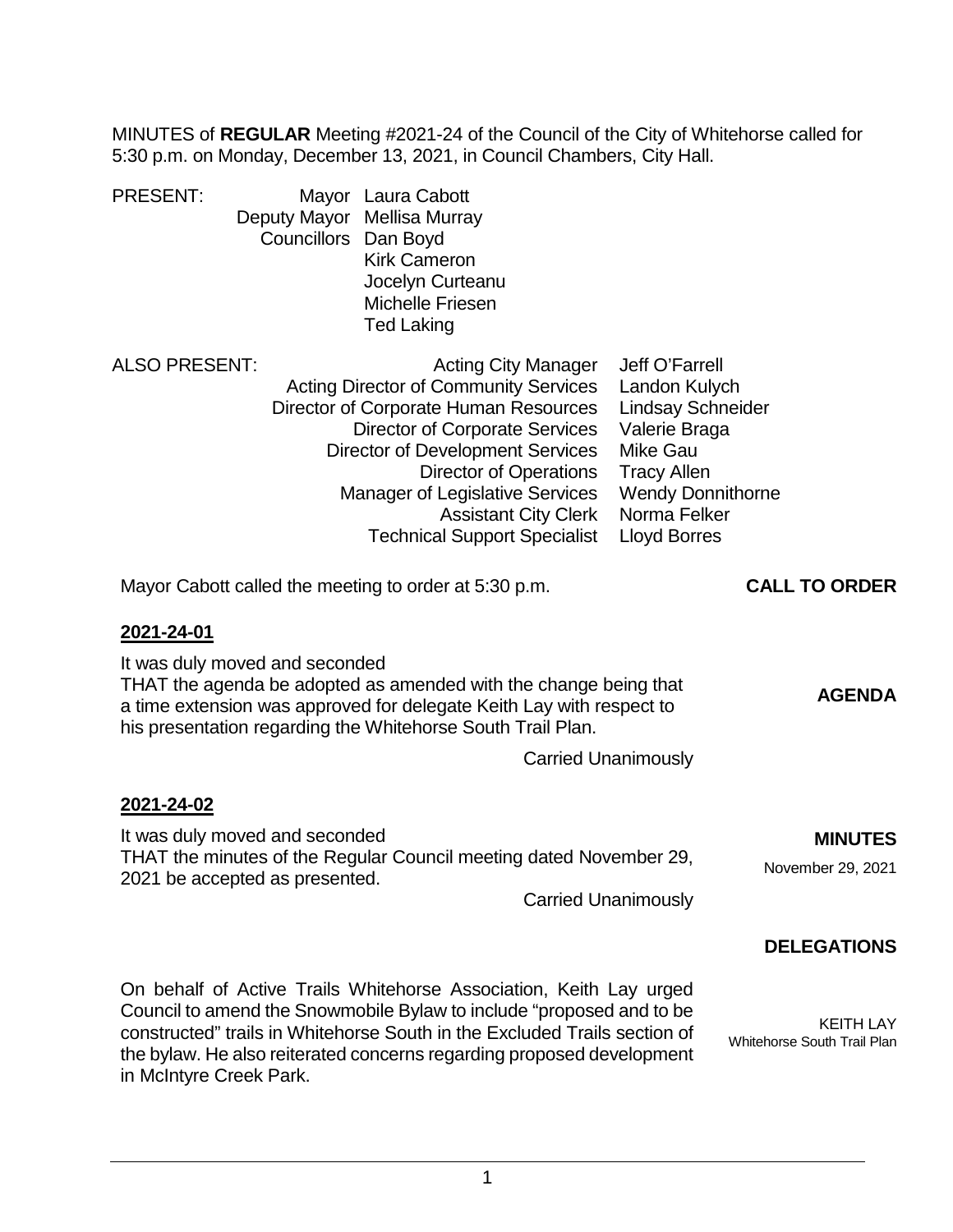MINUTES of **REGULAR** Meeting #2021-24 of the Council of the City of Whitehorse called for 5:30 p.m. on Monday, December 13, 2021, in Council Chambers, City Hall.

PRESENT:
- Mayor Laura Cabott
- Deputy Mayor Mellisa Murray
- Councillors Dan Boyd, Kirk Cameron, Jocelyn Curteanu, Michelle Friesen, Ted Laking

ALSO PRESENT:

| Title | Name |
|---|---|
| Acting City Manager | Jeff O'Farrell |
| Acting Director of Community Services | Landon Kulych |
| Director of Corporate Human Resources | Lindsay Schneider |
| Director of Corporate Services | Valerie Braga |
| Director of Development Services | Mike Gau |
| Director of Operations | Tracy Allen |
| Manager of Legislative Services | Wendy Donnithorne |
| Assistant City Clerk | Norma Felker |
| Technical Support Specialist | Lloyd Borres |

**CALL TO ORDER**

Mayor Cabott called the meeting to order at 5:30 p.m.

**2021-24-01**

**AGENDA**

It was duly moved and seconded
THAT the agenda be adopted as amended with the change being that a time extension was approved for delegate Keith Lay with respect to his presentation regarding the Whitehorse South Trail Plan.

Carried Unanimously

**2021-24-02**

**MINUTES**
November 29, 2021

It was duly moved and seconded
THAT the minutes of the Regular Council meeting dated November 29, 2021 be accepted as presented.

Carried Unanimously

**DELEGATIONS**

KEITH LAY
Whitehorse South Trail Plan

On behalf of Active Trails Whitehorse Association, Keith Lay urged Council to amend the Snowmobile Bylaw to include "proposed and to be constructed" trails in Whitehorse South in the Excluded Trails section of the bylaw. He also reiterated concerns regarding proposed development in McIntyre Creek Park.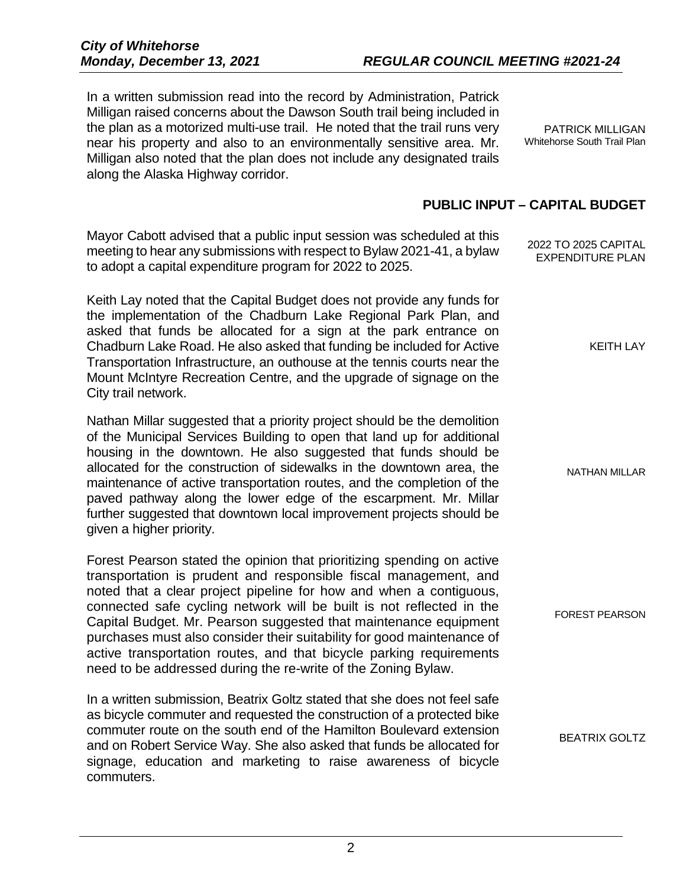In a written submission read into the record by Administration, Patrick Milligan raised concerns about the Dawson South trail being included in the plan as a motorized multi-use trail. He noted that the trail runs very near his property and also to an environmentally sensitive area. Mr. Milligan also noted that the plan does not include any designated trails along the Alaska Highway corridor.

PATRICK MILLIGAN
Whitehorse South Trail Plan

## PUBLIC INPUT – CAPITAL BUDGET

2022 TO 2025 CAPITAL EXPENDITURE PLAN

Mayor Cabott advised that a public input session was scheduled at this meeting to hear any submissions with respect to Bylaw 2021-41, a bylaw to adopt a capital expenditure program for 2022 to 2025.

KEITH LAY

Keith Lay noted that the Capital Budget does not provide any funds for the implementation of the Chadburn Lake Regional Park Plan, and asked that funds be allocated for a sign at the park entrance on Chadburn Lake Road. He also asked that funding be included for Active Transportation Infrastructure, an outhouse at the tennis courts near the Mount McIntyre Recreation Centre, and the upgrade of signage on the City trail network.

NATHAN MILLAR

Nathan Millar suggested that a priority project should be the demolition of the Municipal Services Building to open that land up for additional housing in the downtown. He also suggested that funds should be allocated for the construction of sidewalks in the downtown area, the maintenance of active transportation routes, and the completion of the paved pathway along the lower edge of the escarpment. Mr. Millar further suggested that downtown local improvement projects should be given a higher priority.

FOREST PEARSON

Forest Pearson stated the opinion that prioritizing spending on active transportation is prudent and responsible fiscal management, and noted that a clear project pipeline for how and when a contiguous, connected safe cycling network will be built is not reflected in the Capital Budget. Mr. Pearson suggested that maintenance equipment purchases must also consider their suitability for good maintenance of active transportation routes, and that bicycle parking requirements need to be addressed during the re-write of the Zoning Bylaw.

BEATRIX GOLTZ

In a written submission, Beatrix Goltz stated that she does not feel safe as bicycle commuter and requested the construction of a protected bike commuter route on the south end of the Hamilton Boulevard extension and on Robert Service Way. She also asked that funds be allocated for signage, education and marketing to raise awareness of bicycle commuters.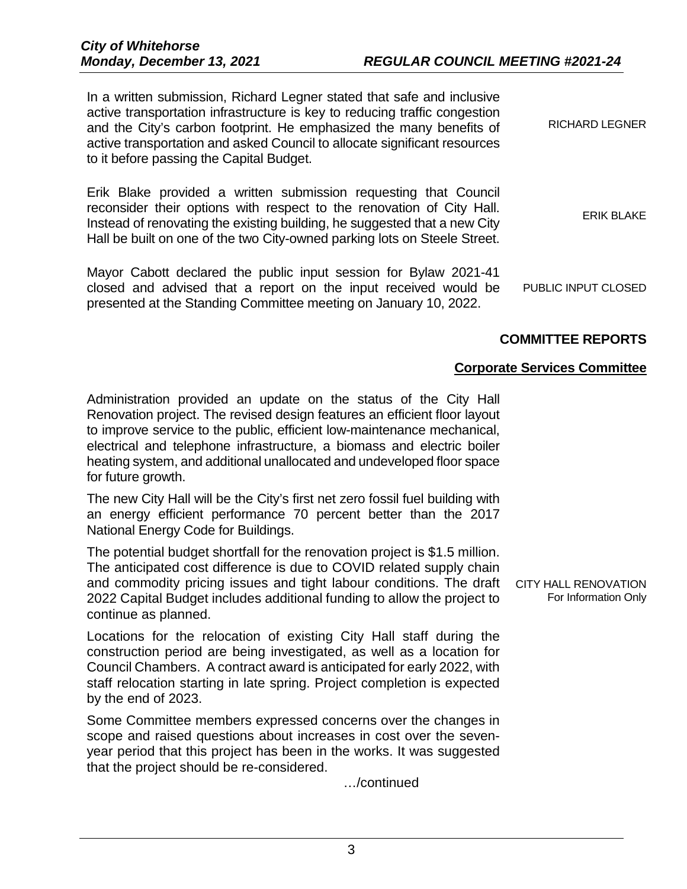In a written submission, Richard Legner stated that safe and inclusive active transportation infrastructure is key to reducing traffic congestion and the City's carbon footprint. He emphasized the many benefits of active transportation and asked Council to allocate significant resources to it before passing the Capital Budget.

RICHARD LEGNER

Erik Blake provided a written submission requesting that Council reconsider their options with respect to the renovation of City Hall. Instead of renovating the existing building, he suggested that a new City Hall be built on one of the two City-owned parking lots on Steele Street.

ERIK BLAKE

Mayor Cabott declared the public input session for Bylaw 2021-41 closed and advised that a report on the input received would be presented at the Standing Committee meeting on January 10, 2022.

PUBLIC INPUT CLOSED

## COMMITTEE REPORTS

### Corporate Services Committee

Administration provided an update on the status of the City Hall Renovation project. The revised design features an efficient floor layout to improve service to the public, efficient low-maintenance mechanical, electrical and telephone infrastructure, a biomass and electric boiler heating system, and additional unallocated and undeveloped floor space for future growth.

The new City Hall will be the City's first net zero fossil fuel building with an energy efficient performance 70 percent better than the 2017 National Energy Code for Buildings.

The potential budget shortfall for the renovation project is $1.5 million. The anticipated cost difference is due to COVID related supply chain and commodity pricing issues and tight labour conditions. The draft 2022 Capital Budget includes additional funding to allow the project to continue as planned.

CITY HALL RENOVATION
For Information Only

Locations for the relocation of existing City Hall staff during the construction period are being investigated, as well as a location for Council Chambers. A contract award is anticipated for early 2022, with staff relocation starting in late spring. Project completion is expected by the end of 2023.

Some Committee members expressed concerns over the changes in scope and raised questions about increases in cost over the seven-year period that this project has been in the works. It was suggested that the project should be re-considered.

…/continued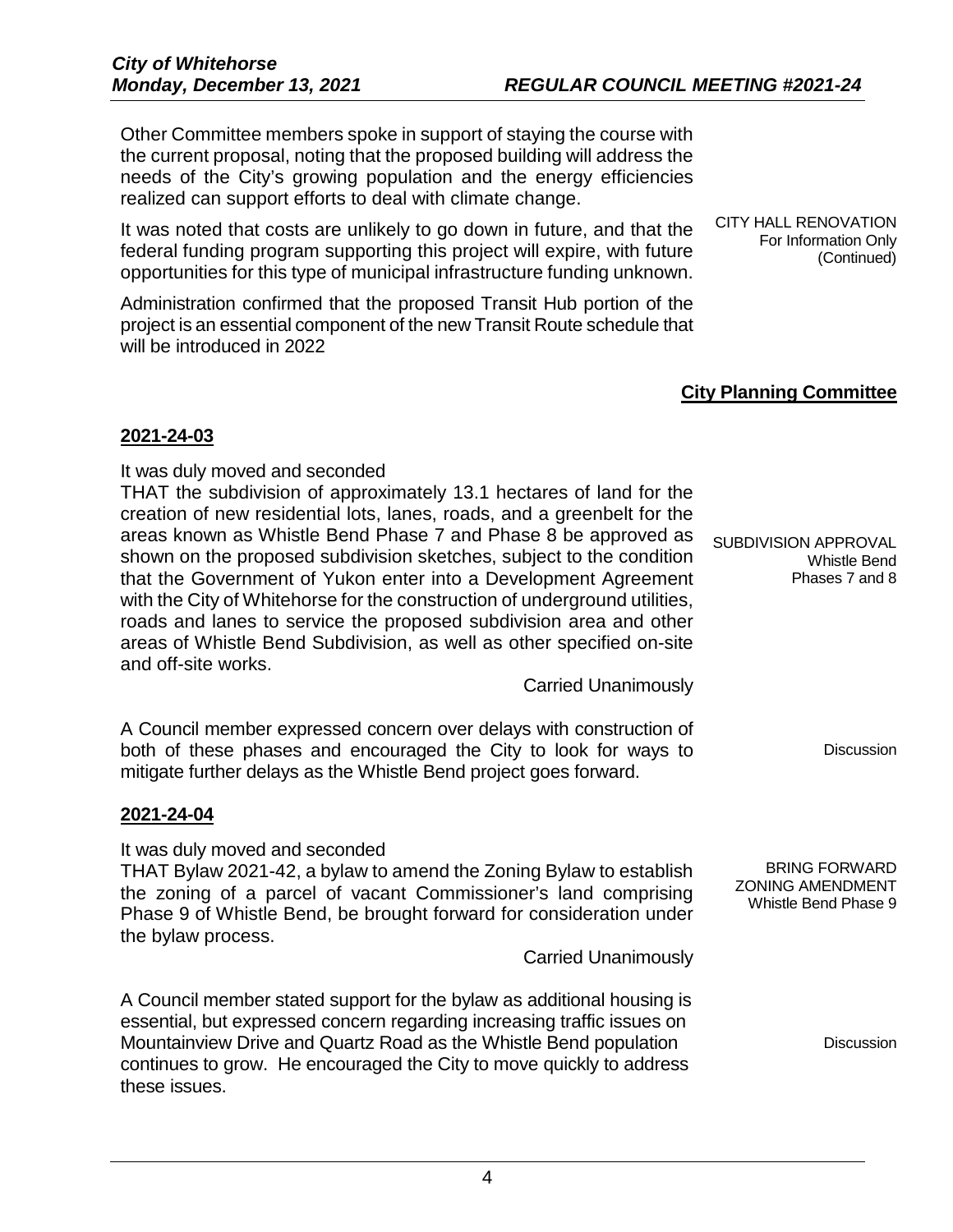Other Committee members spoke in support of staying the course with the current proposal, noting that the proposed building will address the needs of the City's growing population and the energy efficiencies realized can support efforts to deal with climate change.

CITY HALL RENOVATION
For Information Only
(Continued)

It was noted that costs are unlikely to go down in future, and that the federal funding program supporting this project will expire, with future opportunities for this type of municipal infrastructure funding unknown.

Administration confirmed that the proposed Transit Hub portion of the project is an essential component of the new Transit Route schedule that will be introduced in 2022

## City Planning Committee

### 2021-24-03

SUBDIVISION APPROVAL
Whistle Bend
Phases 7 and 8

It was duly moved and seconded
THAT the subdivision of approximately 13.1 hectares of land for the creation of new residential lots, lanes, roads, and a greenbelt for the areas known as Whistle Bend Phase 7 and Phase 8 be approved as shown on the proposed subdivision sketches, subject to the condition that the Government of Yukon enter into a Development Agreement with the City of Whitehorse for the construction of underground utilities, roads and lanes to service the proposed subdivision area and other areas of Whistle Bend Subdivision, as well as other specified on-site and off-site works.

Carried Unanimously

Discussion

A Council member expressed concern over delays with construction of both of these phases and encouraged the City to look for ways to mitigate further delays as the Whistle Bend project goes forward.

### 2021-24-04

BRING FORWARD
ZONING AMENDMENT
Whistle Bend Phase 9

It was duly moved and seconded
THAT Bylaw 2021-42, a bylaw to amend the Zoning Bylaw to establish the zoning of a parcel of vacant Commissioner's land comprising Phase 9 of Whistle Bend, be brought forward for consideration under the bylaw process.

Carried Unanimously

Discussion

A Council member stated support for the bylaw as additional housing is essential, but expressed concern regarding increasing traffic issues on Mountainview Drive and Quartz Road as the Whistle Bend population continues to grow. He encouraged the City to move quickly to address these issues.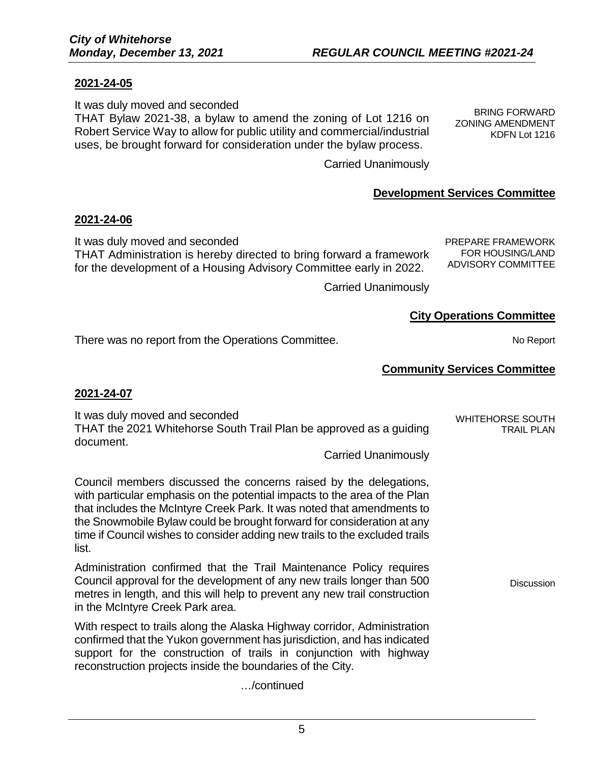**2021-24-05**

It was duly moved and seconded
THAT Bylaw 2021-38, a bylaw to amend the zoning of Lot 1216 on Robert Service Way to allow for public utility and commercial/industrial uses, be brought forward for consideration under the bylaw process.

BRING FORWARD ZONING AMENDMENT KDFN Lot 1216

Carried Unanimously

## **Development Services Committee**

**2021-24-06**

It was duly moved and seconded
THAT Administration is hereby directed to bring forward a framework for the development of a Housing Advisory Committee early in 2022.

PREPARE FRAMEWORK FOR HOUSING/LAND ADVISORY COMMITTEE

Carried Unanimously

## **City Operations Committee**

There was no report from the Operations Committee.

No Report

## **Community Services Committee**

**2021-24-07**

It was duly moved and seconded
THAT the 2021 Whitehorse South Trail Plan be approved as a guiding document.

WHITEHORSE SOUTH TRAIL PLAN

Carried Unanimously

Council members discussed the concerns raised by the delegations, with particular emphasis on the potential impacts to the area of the Plan that includes the McIntyre Creek Park. It was noted that amendments to the Snowmobile Bylaw could be brought forward for consideration at any time if Council wishes to consider adding new trails to the excluded trails list.

Administration confirmed that the Trail Maintenance Policy requires Council approval for the development of any new trails longer than 500 metres in length, and this will help to prevent any new trail construction in the McIntyre Creek Park area.

Discussion

With respect to trails along the Alaska Highway corridor, Administration confirmed that the Yukon government has jurisdiction, and has indicated support for the construction of trails in conjunction with highway reconstruction projects inside the boundaries of the City.

…/continued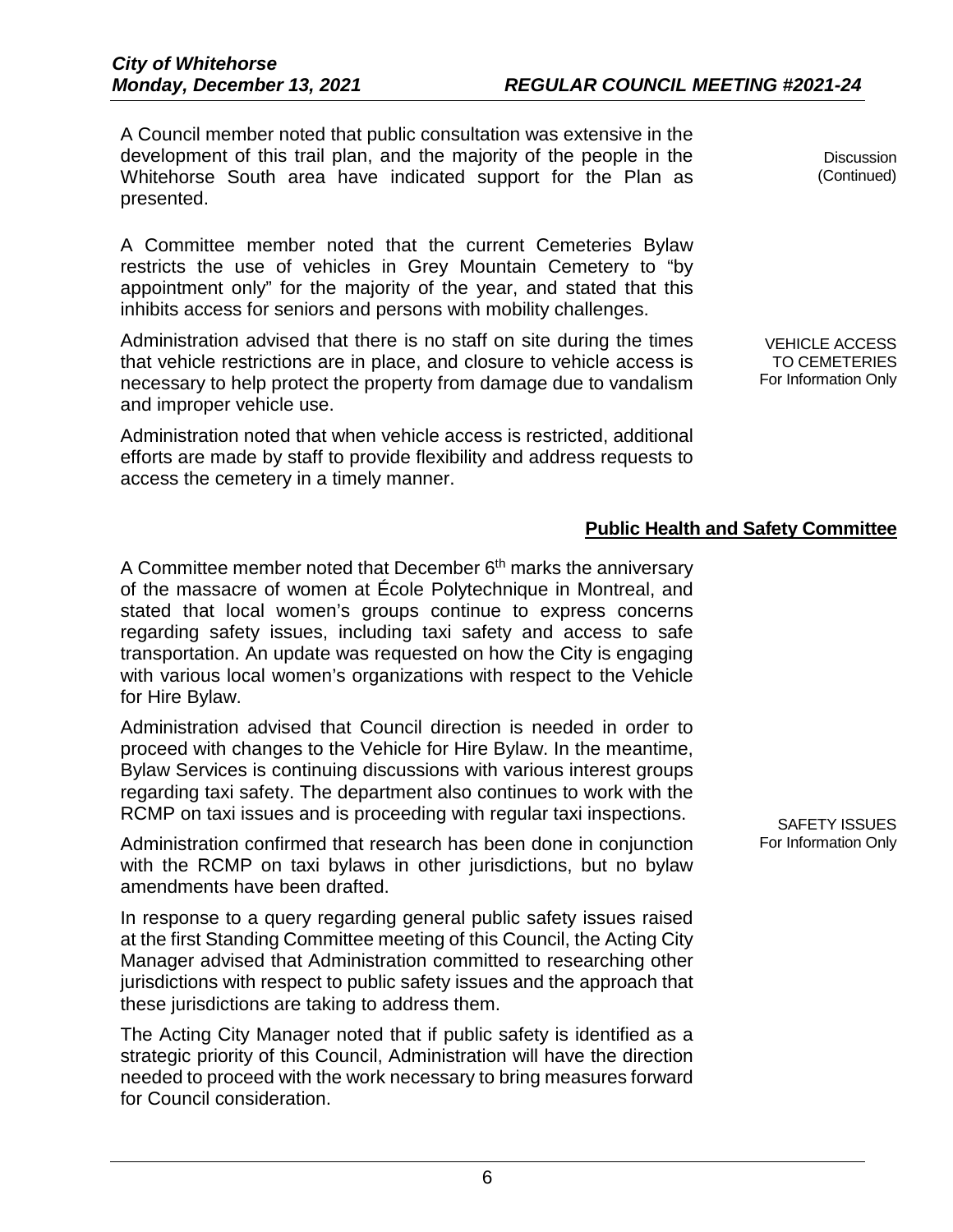Discussion (Continued)

A Council member noted that public consultation was extensive in the development of this trail plan, and the majority of the people in the Whitehorse South area have indicated support for the Plan as presented.

**VEHICLE ACCESS TO CEMETERIES**
For Information Only

A Committee member noted that the current Cemeteries Bylaw restricts the use of vehicles in Grey Mountain Cemetery to "by appointment only" for the majority of the year, and stated that this inhibits access for seniors and persons with mobility challenges.

Administration advised that there is no staff on site during the times that vehicle restrictions are in place, and closure to vehicle access is necessary to help protect the property from damage due to vandalism and improper vehicle use.

Administration noted that when vehicle access is restricted, additional efforts are made by staff to provide flexibility and address requests to access the cemetery in a timely manner.

## Public Health and Safety Committee

**SAFETY ISSUES**
For Information Only

A Committee member noted that December 6th marks the anniversary of the massacre of women at École Polytechnique in Montreal, and stated that local women's groups continue to express concerns regarding safety issues, including taxi safety and access to safe transportation. An update was requested on how the City is engaging with various local women's organizations with respect to the Vehicle for Hire Bylaw.

Administration advised that Council direction is needed in order to proceed with changes to the Vehicle for Hire Bylaw. In the meantime, Bylaw Services is continuing discussions with various interest groups regarding taxi safety. The department also continues to work with the RCMP on taxi issues and is proceeding with regular taxi inspections.

Administration confirmed that research has been done in conjunction with the RCMP on taxi bylaws in other jurisdictions, but no bylaw amendments have been drafted.

In response to a query regarding general public safety issues raised at the first Standing Committee meeting of this Council, the Acting City Manager advised that Administration committed to researching other jurisdictions with respect to public safety issues and the approach that these jurisdictions are taking to address them.

The Acting City Manager noted that if public safety is identified as a strategic priority of this Council, Administration will have the direction needed to proceed with the work necessary to bring measures forward for Council consideration.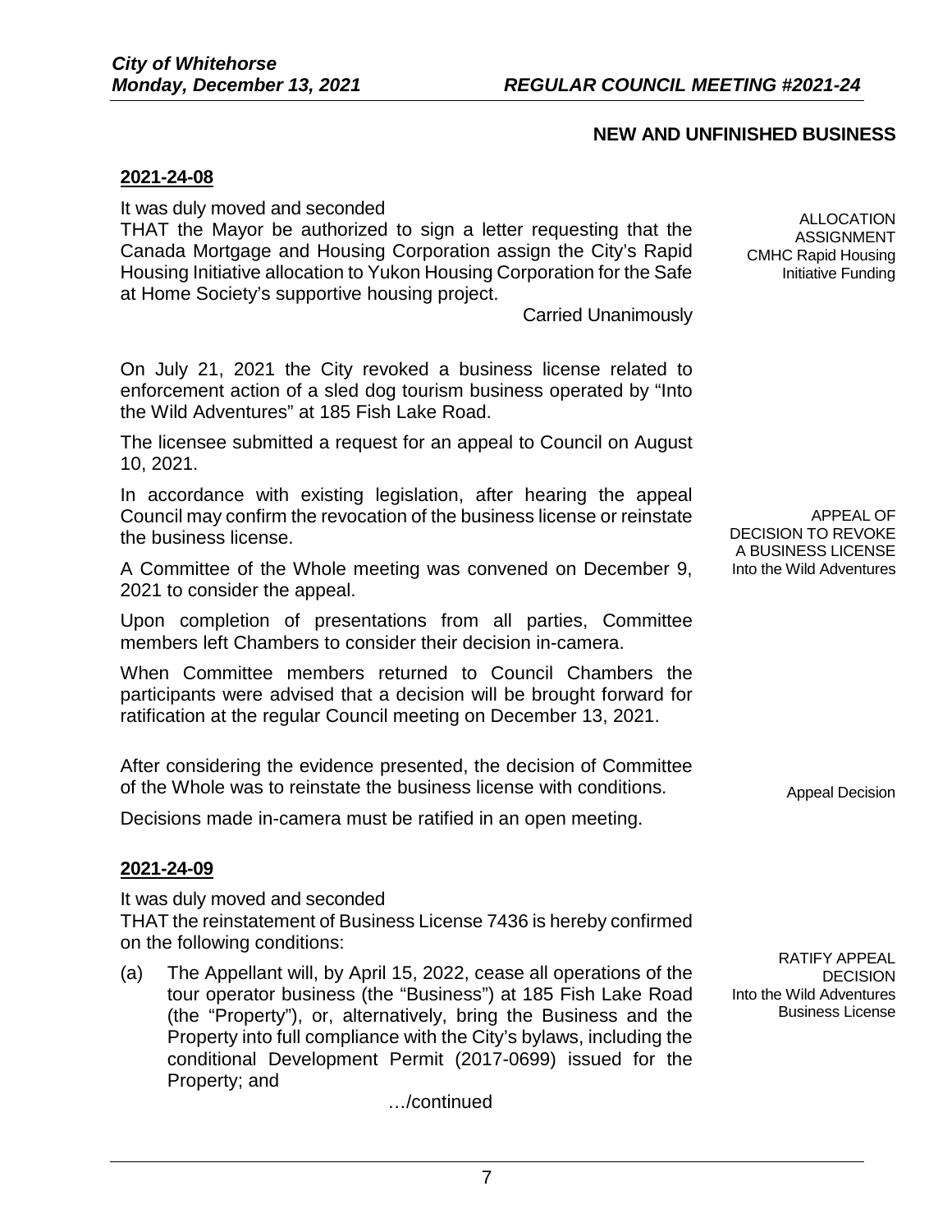## NEW AND UNFINISHED BUSINESS

**2021-24-08**

ALLOCATION ASSIGNMENT
CMHC Rapid Housing Initiative Funding

It was duly moved and seconded
THAT the Mayor be authorized to sign a letter requesting that the Canada Mortgage and Housing Corporation assign the City's Rapid Housing Initiative allocation to Yukon Housing Corporation for the Safe at Home Society's supportive housing project.

Carried Unanimously

APPEAL OF DECISION TO REVOKE A BUSINESS LICENSE
Into the Wild Adventures

On July 21, 2021 the City revoked a business license related to enforcement action of a sled dog tourism business operated by "Into the Wild Adventures" at 185 Fish Lake Road.

The licensee submitted a request for an appeal to Council on August 10, 2021.

In accordance with existing legislation, after hearing the appeal Council may confirm the revocation of the business license or reinstate the business license.

A Committee of the Whole meeting was convened on December 9, 2021 to consider the appeal.

Upon completion of presentations from all parties, Committee members left Chambers to consider their decision in-camera.

When Committee members returned to Council Chambers the participants were advised that a decision will be brought forward for ratification at the regular Council meeting on December 13, 2021.

Appeal Decision

After considering the evidence presented, the decision of Committee of the Whole was to reinstate the business license with conditions.

Decisions made in-camera must be ratified in an open meeting.

**2021-24-09**

RATIFY APPEAL DECISION
Into the Wild Adventures Business License

It was duly moved and seconded
THAT the reinstatement of Business License 7436 is hereby confirmed on the following conditions:

(a) The Appellant will, by April 15, 2022, cease all operations of the tour operator business (the "Business") at 185 Fish Lake Road (the "Property"), or, alternatively, bring the Business and the Property into full compliance with the City's bylaws, including the conditional Development Permit (2017-0699) issued for the Property; and

…/continued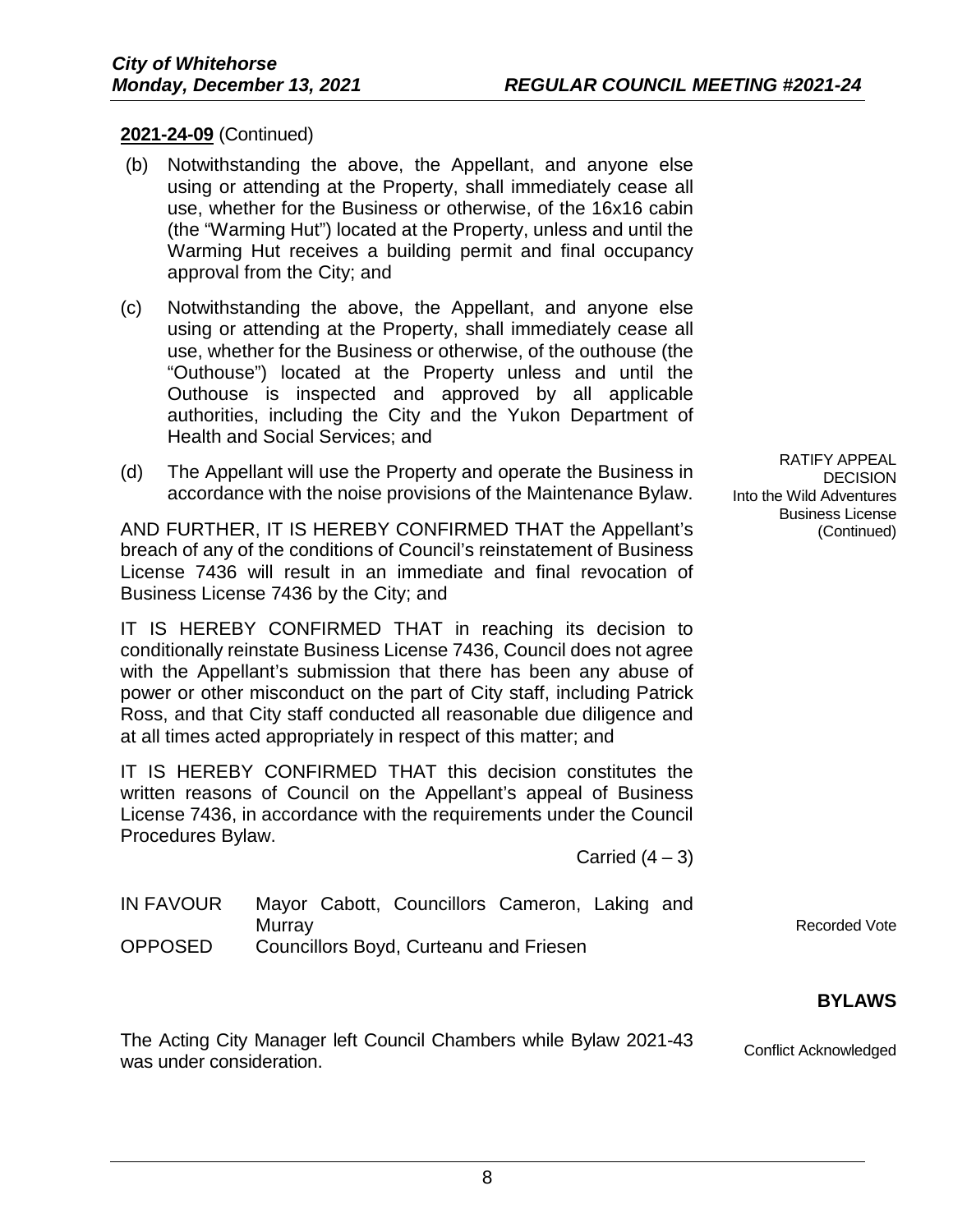**2021-24-09** (Continued)

(b) Notwithstanding the above, the Appellant, and anyone else using or attending at the Property, shall immediately cease all use, whether for the Business or otherwise, of the 16x16 cabin (the "Warming Hut") located at the Property, unless and until the Warming Hut receives a building permit and final occupancy approval from the City; and

(c) Notwithstanding the above, the Appellant, and anyone else using or attending at the Property, shall immediately cease all use, whether for the Business or otherwise, of the outhouse (the "Outhouse") located at the Property unless and until the Outhouse is inspected and approved by all applicable authorities, including the City and the Yukon Department of Health and Social Services; and

(d) The Appellant will use the Property and operate the Business in accordance with the noise provisions of the Maintenance Bylaw.

RATIFY APPEAL DECISION Into the Wild Adventures Business License (Continued)

AND FURTHER, IT IS HEREBY CONFIRMED THAT the Appellant's breach of any of the conditions of Council's reinstatement of Business License 7436 will result in an immediate and final revocation of Business License 7436 by the City; and

IT IS HEREBY CONFIRMED THAT in reaching its decision to conditionally reinstate Business License 7436, Council does not agree with the Appellant's submission that there has been any abuse of power or other misconduct on the part of City staff, including Patrick Ross, and that City staff conducted all reasonable due diligence and at all times acted appropriately in respect of this matter; and

IT IS HEREBY CONFIRMED THAT this decision constitutes the written reasons of Council on the Appellant's appeal of Business License 7436, in accordance with the requirements under the Council Procedures Bylaw.

Carried (4 – 3)

Recorded Vote

IN FAVOUR: Mayor Cabott, Councillors Cameron, Laking and Murray
OPPOSED: Councillors Boyd, Curteanu and Friesen

## BYLAWS

Conflict Acknowledged

The Acting City Manager left Council Chambers while Bylaw 2021-43 was under consideration.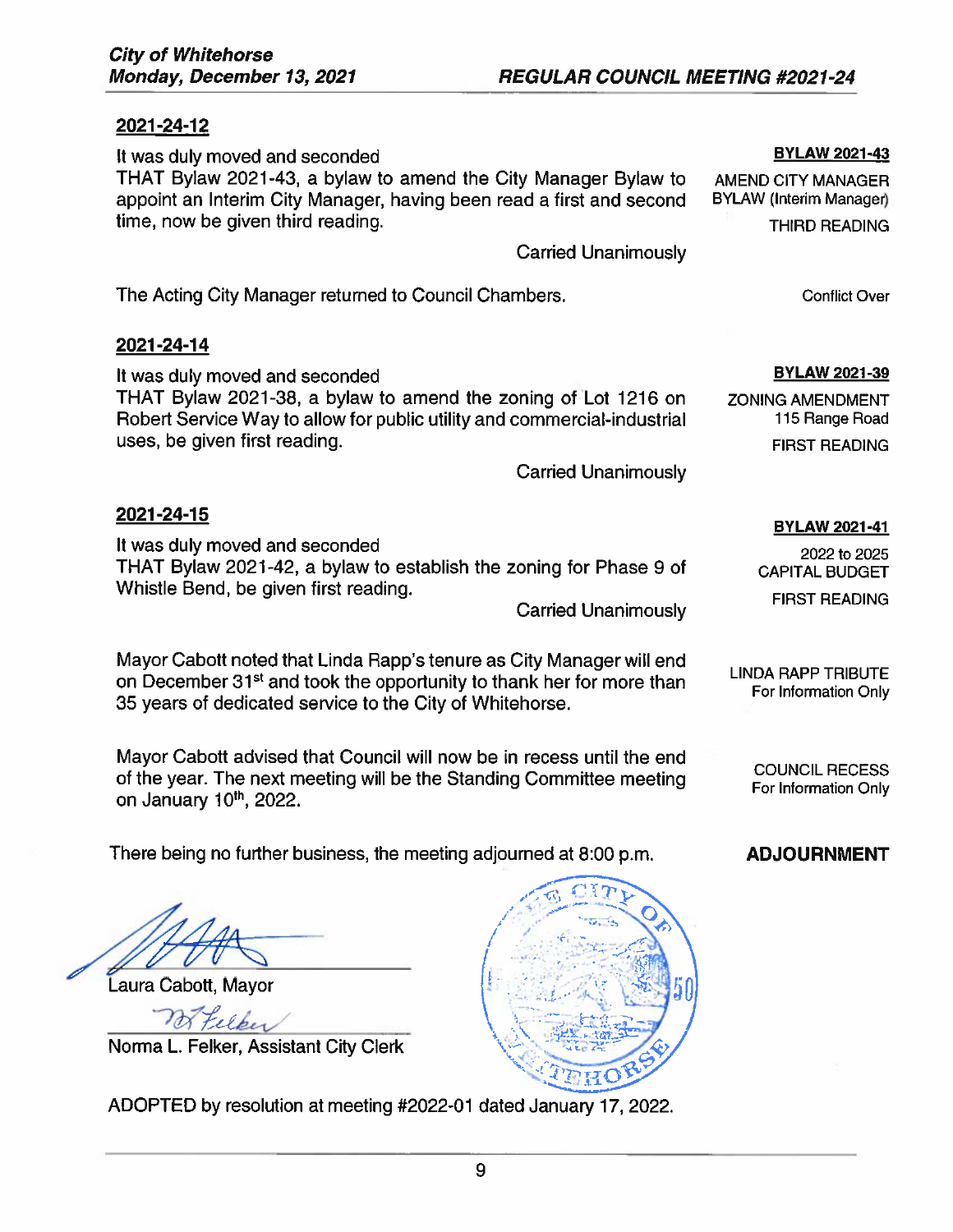## 2021-24-12

**BYLAW 2021-43**

AMEND CITY MANAGER BYLAW (Interim Manager)

THIRD READING

It was duly moved and seconded
THAT Bylaw 2021-43, a bylaw to amend the City Manager Bylaw to appoint an Interim City Manager, having been read a first and second time, now be given third reading.

Carried Unanimously

Conflict Over

The Acting City Manager returned to Council Chambers.

## 2021-24-14

**BYLAW 2021-39**

ZONING AMENDMENT
115 Range Road

FIRST READING

It was duly moved and seconded
THAT Bylaw 2021-38, a bylaw to amend the zoning of Lot 1216 on Robert Service Way to allow for public utility and commercial-industrial uses, be given first reading.

Carried Unanimously

## 2021-24-15

**BYLAW 2021-41**

2022 to 2025
CAPITAL BUDGET

FIRST READING

It was duly moved and seconded
THAT Bylaw 2021-42, a bylaw to establish the zoning for Phase 9 of Whistle Bend, be given first reading.

Carried Unanimously

LINDA RAPP TRIBUTE
For Information Only

Mayor Cabott noted that Linda Rapp's tenure as City Manager will end on December 31st and took the opportunity to thank her for more than 35 years of dedicated service to the City of Whitehorse.

COUNCIL RECESS
For Information Only

Mayor Cabott advised that Council will now be in recess until the end of the year. The next meeting will be the Standing Committee meeting on January 10th, 2022.

**ADJOURNMENT**

There being no further business, the meeting adjourned at 8:00 p.m.

Laura Cabott, Mayor

Norma L. Felker, Assistant City Clerk

ADOPTED by resolution at meeting #2022-01 dated January 17, 2022.